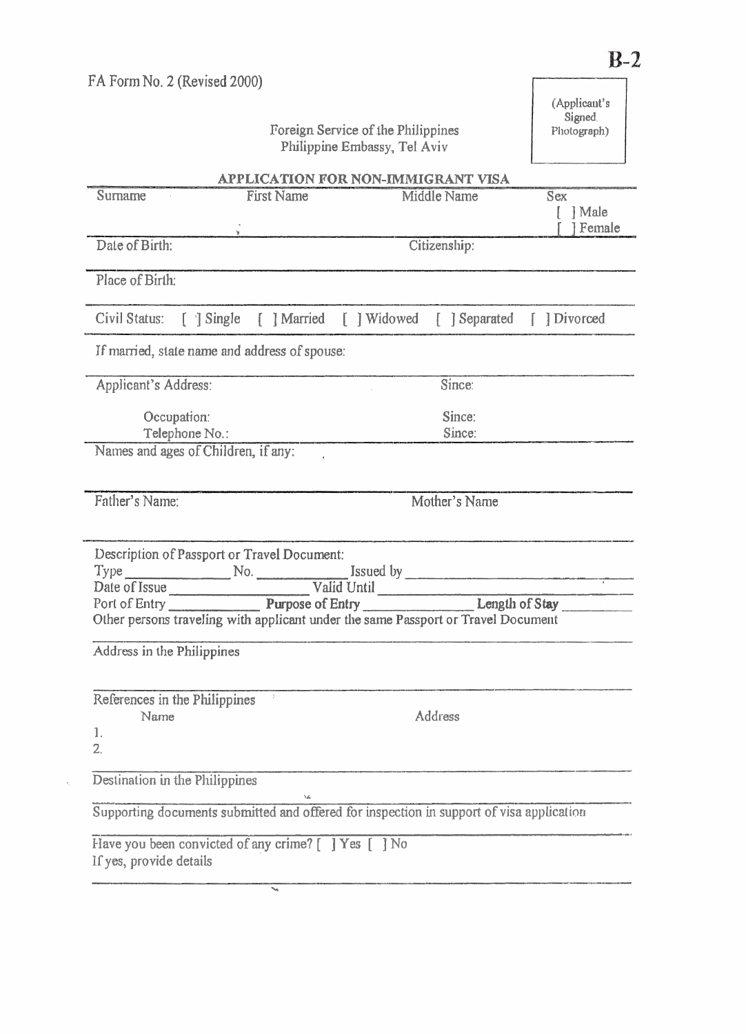**B-2**

FA Form No. 2 (Revised 2000)

(Applicant's Signed Photograph)

Foreign Service of the Philippines
Philippine Embassy, Tel Aviv

## APPLICATION FOR NON-IMMIGRANT VISA

Surname | First Name | Middle Name | Sex [ ] Male [ ] Female

Date of Birth: | Citizenship:

Place of Birth:

Civil Status: [ ] Single [ ] Married [ ] Widowed [ ] Separated [ ] Divorced

If married, state name and address of spouse:

Applicant's Address: | Since:

Occupation: | Since:

Telephone No.: | Since:

Names and ages of Children, if any:

Father's Name: | Mother's Name

Description of Passport or Travel Document:

Type ______________ No. ____________ Issued by ______________________________

Date of Issue __________________ Valid Until ______________________________

Port of Entry ____________ **Purpose of Entry** ______________ **Length of Stay** __________

Other persons traveling with applicant under the same Passport or Travel Document

Address in the Philippines

References in the Philippines

Name | Address

1.

2.

Destination in the Philippines

Supporting documents submitted and offered for inspection in support of visa application

Have you been convicted of any crime? [ ] Yes [ ] No

If yes, provide details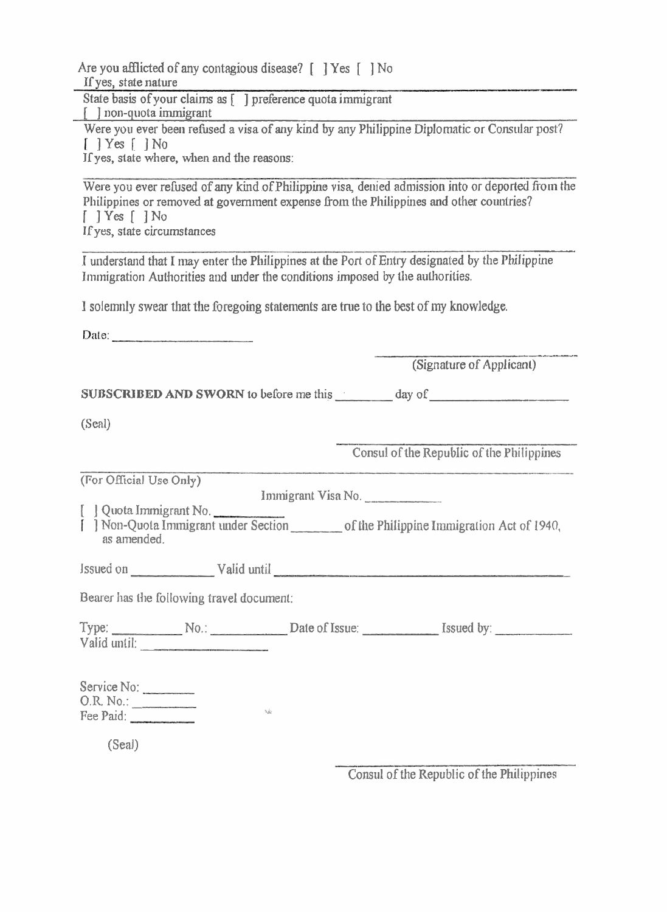Are you afflicted of any contagious disease? [ ] Yes [ ] No
If yes, state nature

State basis of your claims as [ ] preference quota immigrant
[ ] non-quota immigrant

Were you ever been refused a visa of any kind by any Philippine Diplomatic or Consular post?
[ ] Yes [ ] No
If yes, state where, when and the reasons:

Were you ever refused of any kind of Philippine visa, denied admission into or deported from the Philippines or removed at government expense from the Philippines and other countries?
[ ] Yes [ ] No
If yes, state circumstances

I understand that I may enter the Philippines at the Port of Entry designated by the Philippine Immigration Authorities and under the conditions imposed by the authorities.

I solemnly swear that the foregoing statements are true to the best of my knowledge.

Date: ____________________

(Signature of Applicant)

**SUBSCRIBED AND SWORN** to before me this ________ day of ____________________

(Seal)

Consul of the Republic of the Philippines

(For Official Use Only)

Immigrant Visa No. __________

[ ] Quota Immigrant No. __________
[ ] Non-Quota Immigrant under Section ________ of the Philippine Immigration Act of 1940, as amended.

Issued on __________ Valid until ____________________

Bearer has the following travel document:

Type: __________ No.: __________ Date of Issue: __________ Issued by: __________
Valid until: __________

Service No: ________
O.R. No.: ________
Fee Paid: ________

(Seal)

Consul of the Republic of the Philippines